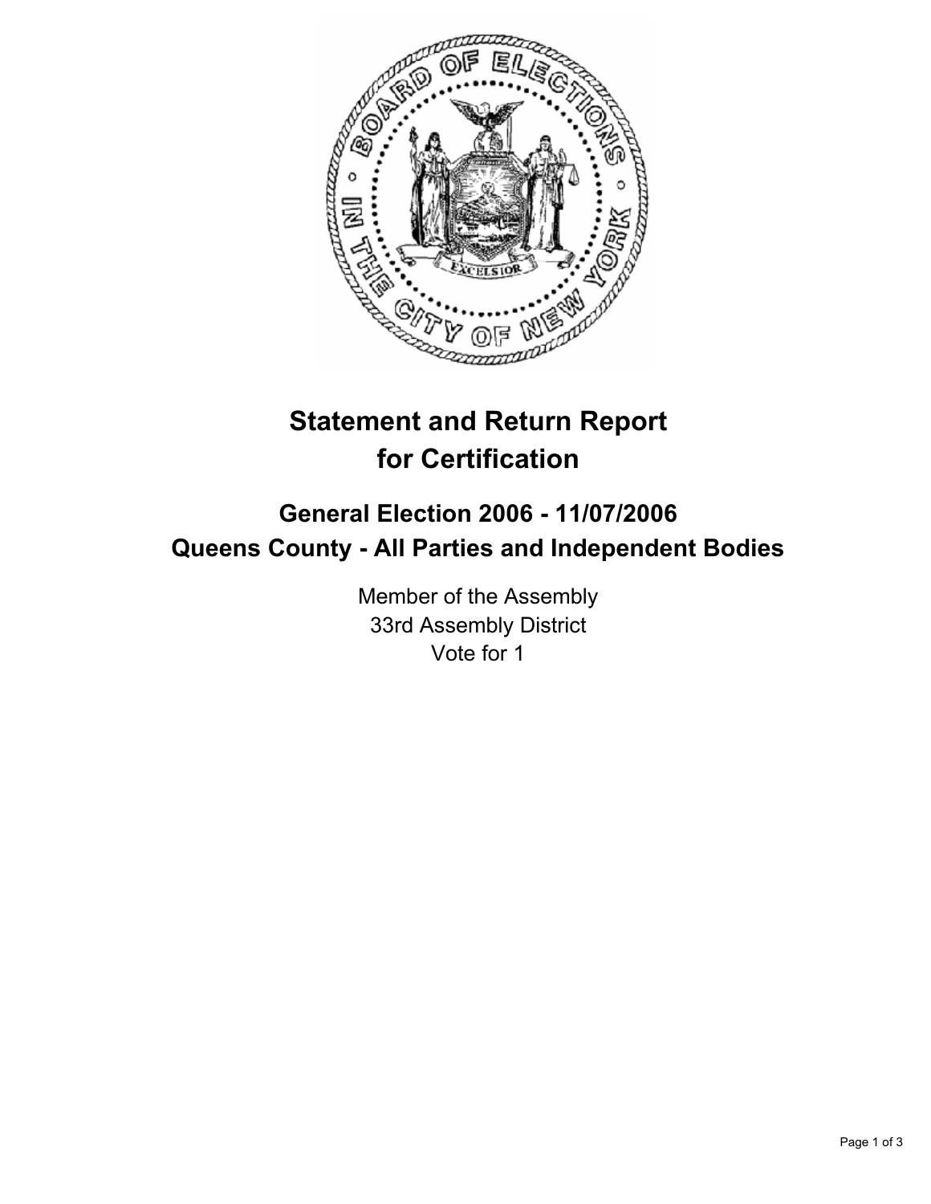# Statement and Return Report for Certification

## General Election 2006 - 11/07/2006
## Queens County - All Parties and Independent Bodies

Member of the Assembly
33rd Assembly District
Vote for 1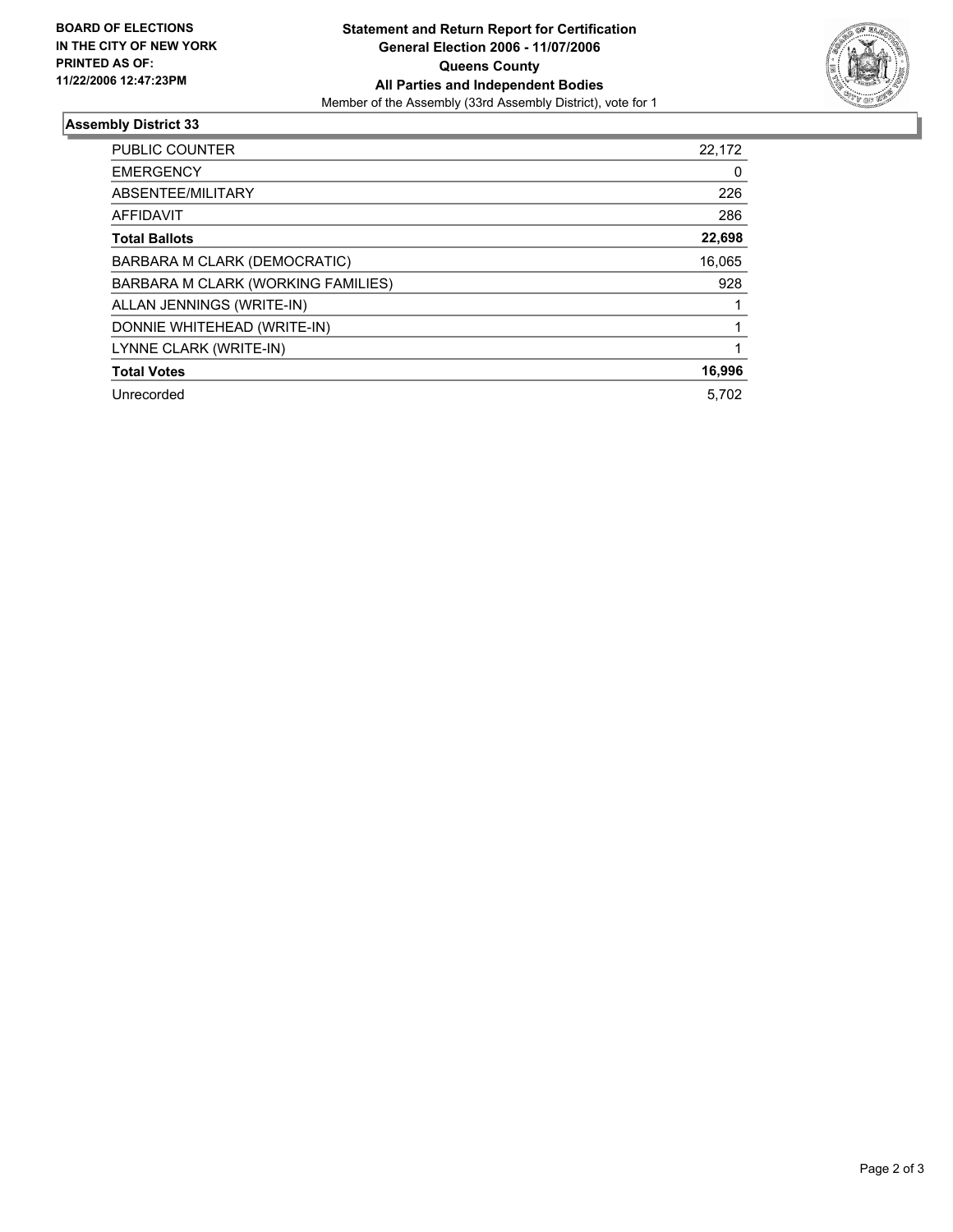**BOARD OF ELECTIONS IN THE CITY OF NEW YORK**
**PRINTED AS OF:**
**11/22/2006 12:47:23PM**

# Statement and Return Report for Certification
## General Election 2006 - 11/07/2006
## Queens County
## All Parties and Independent Bodies

Member of the Assembly (33rd Assembly District), vote for 1

### Assembly District 33

| | |
|---|---|
| PUBLIC COUNTER | 22,172 |
| EMERGENCY | 0 |
| ABSENTEE/MILITARY | 226 |
| AFFIDAVIT | 286 |
| **Total Ballots** | **22,698** |
| BARBARA M CLARK (DEMOCRATIC) | 16,065 |
| BARBARA M CLARK (WORKING FAMILIES) | 928 |
| ALLAN JENNINGS (WRITE-IN) | 1 |
| DONNIE WHITEHEAD (WRITE-IN) | 1 |
| LYNNE CLARK (WRITE-IN) | 1 |
| **Total Votes** | **16,996** |
| Unrecorded | 5,702 |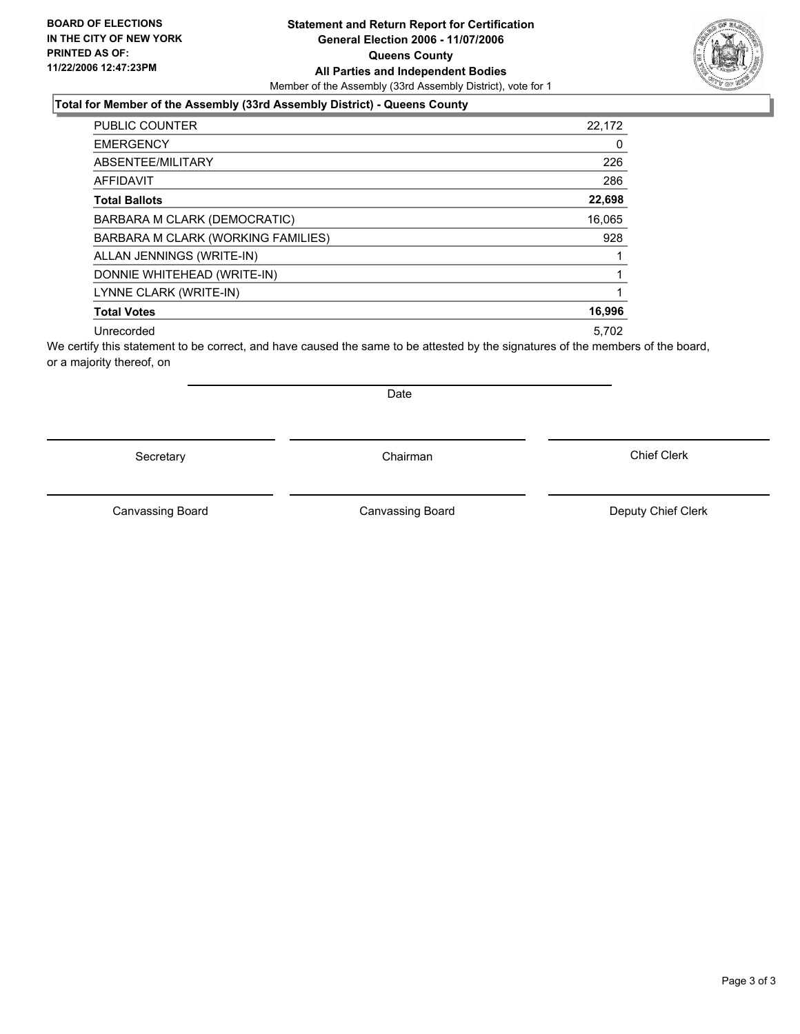**BOARD OF ELECTIONS**
**IN THE CITY OF NEW YORK**
**PRINTED AS OF:**
**11/22/2006 12:47:23PM**

# Statement and Return Report for Certification
## General Election 2006 - 11/07/2006
## Queens County
## All Parties and Independent Bodies

Member of the Assembly (33rd Assembly District), vote for 1

### Total for Member of the Assembly (33rd Assembly District) - Queens County

| | |
|---|---|
| PUBLIC COUNTER | 22,172 |
| EMERGENCY | 0 |
| ABSENTEE/MILITARY | 226 |
| AFFIDAVIT | 286 |
| **Total Ballots** | **22,698** |
| BARBARA M CLARK (DEMOCRATIC) | 16,065 |
| BARBARA M CLARK (WORKING FAMILIES) | 928 |
| ALLAN JENNINGS (WRITE-IN) | 1 |
| DONNIE WHITEHEAD (WRITE-IN) | 1 |
| LYNNE CLARK (WRITE-IN) | 1 |
| **Total Votes** | **16,996** |
| Unrecorded | 5,702 |

We certify this statement to be correct, and have caused the same to be attested by the signatures of the members of the board, or a majority thereof, on

Date

Secretary

Chairman

Chief Clerk

Canvassing Board

Canvassing Board

Deputy Chief Clerk